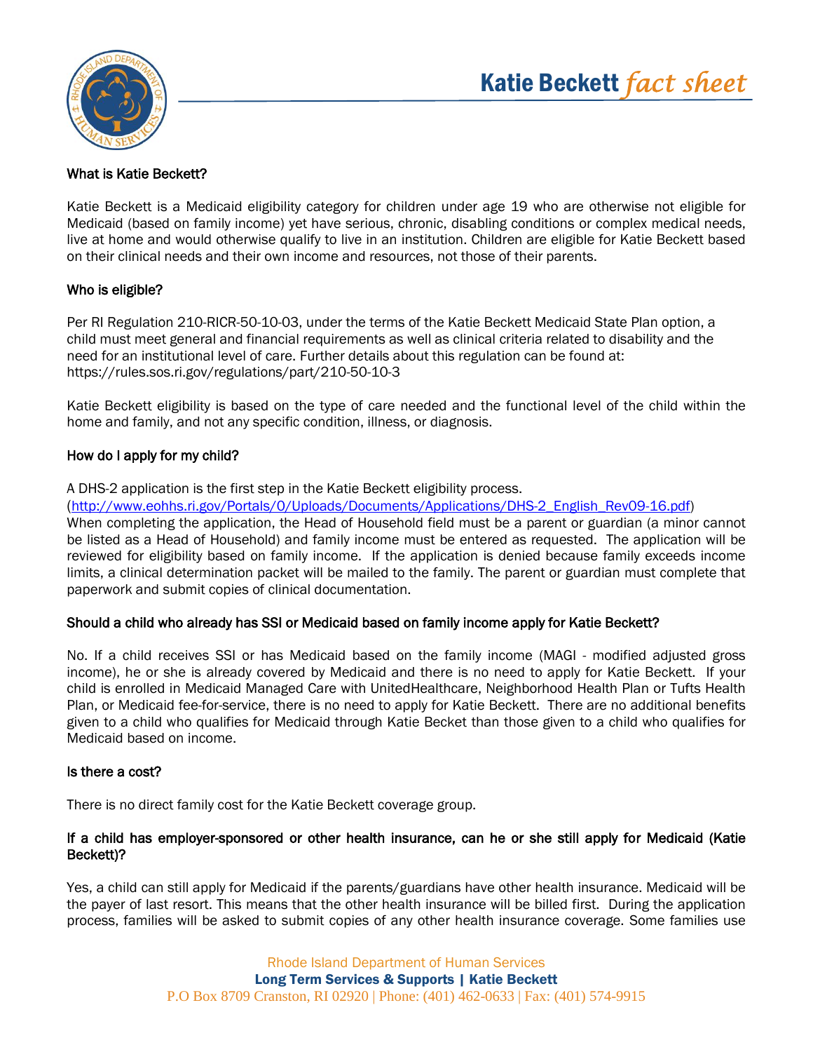# Katie Beckett *fact sheet*

### What is Katie Beckett?

Katie Beckett is a Medicaid eligibility category for children under age 19 who are otherwise not eligible for Medicaid (based on family income) yet have serious, chronic, disabling conditions or complex medical needs, live at home and would otherwise qualify to live in an institution. Children are eligible for Katie Beckett based on their clinical needs and their own income and resources, not those of their parents.

### Who is eligible?

Per RI Regulation 210-RICR-50-10-03, under the terms of the Katie Beckett Medicaid State Plan option, a child must meet general and financial requirements as well as clinical criteria related to disability and the need for an institutional level of care. Further details about this regulation can be found at: https://rules.sos.ri.gov/regulations/part/210-50-10-3

Katie Beckett eligibility is based on the type of care needed and the functional level of the child within the home and family, and not any specific condition, illness, or diagnosis.

### How do I apply for my child?

A DHS-2 application is the first step in the Katie Beckett eligibility process. (http://www.eohhs.ri.gov/Portals/0/Uploads/Documents/Applications/DHS-2_English_Rev09-16.pdf) When completing the application, the Head of Household field must be a parent or guardian (a minor cannot be listed as a Head of Household) and family income must be entered as requested. The application will be reviewed for eligibility based on family income. If the application is denied because family exceeds income limits, a clinical determination packet will be mailed to the family. The parent or guardian must complete that paperwork and submit copies of clinical documentation.

### Should a child who already has SSI or Medicaid based on family income apply for Katie Beckett?

No. If a child receives SSI or has Medicaid based on the family income (MAGI - modified adjusted gross income), he or she is already covered by Medicaid and there is no need to apply for Katie Beckett. If your child is enrolled in Medicaid Managed Care with UnitedHealthcare, Neighborhood Health Plan or Tufts Health Plan, or Medicaid fee-for-service, there is no need to apply for Katie Beckett. There are no additional benefits given to a child who qualifies for Medicaid through Katie Becket than those given to a child who qualifies for Medicaid based on income.

### Is there a cost?

There is no direct family cost for the Katie Beckett coverage group.

### If a child has employer-sponsored or other health insurance, can he or she still apply for Medicaid (Katie Beckett)?

Yes, a child can still apply for Medicaid if the parents/guardians have other health insurance. Medicaid will be the payer of last resort. This means that the other health insurance will be billed first. During the application process, families will be asked to submit copies of any other health insurance coverage. Some families use

Rhode Island Department of Human Services
**Long Term Services & Supports | Katie Beckett**
P.O Box 8709 Cranston, RI 02920 | Phone: (401) 462-0633 | Fax: (401) 574-9915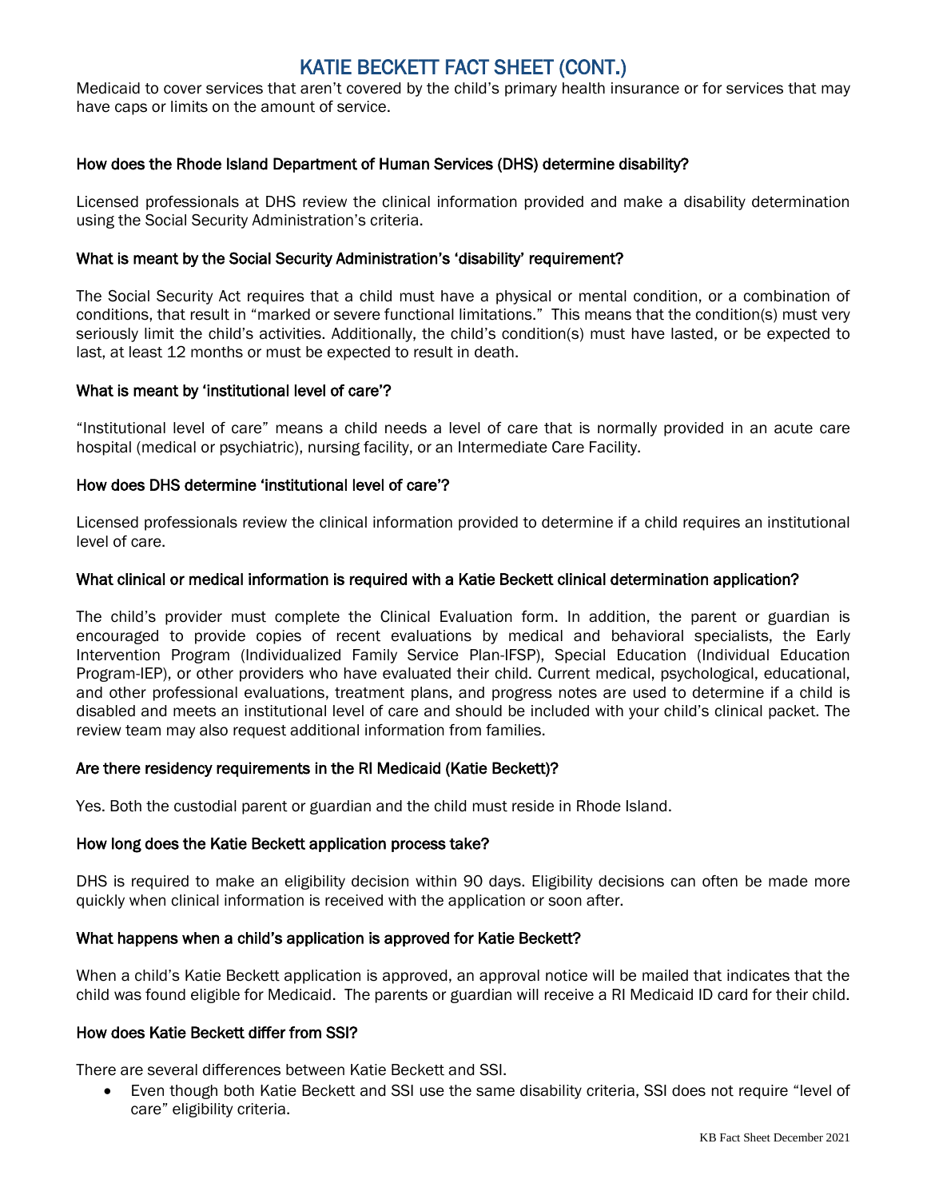# KATIE BECKETT FACT SHEET (CONT.)

Medicaid to cover services that aren't covered by the child's primary health insurance or for services that may have caps or limits on the amount of service.

### How does the Rhode Island Department of Human Services (DHS) determine disability?

Licensed professionals at DHS review the clinical information provided and make a disability determination using the Social Security Administration's criteria.

### What is meant by the Social Security Administration's 'disability' requirement?

The Social Security Act requires that a child must have a physical or mental condition, or a combination of conditions, that result in "marked or severe functional limitations." This means that the condition(s) must very seriously limit the child's activities. Additionally, the child's condition(s) must have lasted, or be expected to last, at least 12 months or must be expected to result in death.

### What is meant by 'institutional level of care'?

"Institutional level of care" means a child needs a level of care that is normally provided in an acute care hospital (medical or psychiatric), nursing facility, or an Intermediate Care Facility.

### How does DHS determine 'institutional level of care'?

Licensed professionals review the clinical information provided to determine if a child requires an institutional level of care.

### What clinical or medical information is required with a Katie Beckett clinical determination application?

The child's provider must complete the Clinical Evaluation form. In addition, the parent or guardian is encouraged to provide copies of recent evaluations by medical and behavioral specialists, the Early Intervention Program (Individualized Family Service Plan-IFSP), Special Education (Individual Education Program-IEP), or other providers who have evaluated their child. Current medical, psychological, educational, and other professional evaluations, treatment plans, and progress notes are used to determine if a child is disabled and meets an institutional level of care and should be included with your child's clinical packet. The review team may also request additional information from families.

### Are there residency requirements in the RI Medicaid (Katie Beckett)?

Yes. Both the custodial parent or guardian and the child must reside in Rhode Island.

### How long does the Katie Beckett application process take?

DHS is required to make an eligibility decision within 90 days. Eligibility decisions can often be made more quickly when clinical information is received with the application or soon after.

### What happens when a child's application is approved for Katie Beckett?

When a child's Katie Beckett application is approved, an approval notice will be mailed that indicates that the child was found eligible for Medicaid. The parents or guardian will receive a RI Medicaid ID card for their child.

### How does Katie Beckett differ from SSI?

There are several differences between Katie Beckett and SSI.

- Even though both Katie Beckett and SSI use the same disability criteria, SSI does not require "level of care" eligibility criteria.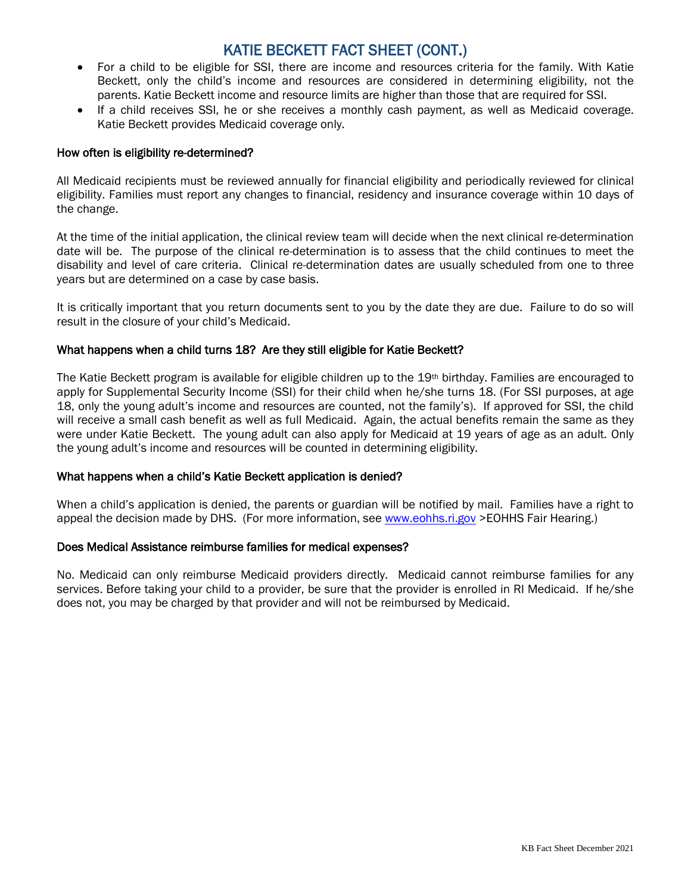# KATIE BECKETT FACT SHEET (CONT.)

- For a child to be eligible for SSI, there are income and resources criteria for the family. With Katie Beckett, only the child's income and resources are considered in determining eligibility, not the parents. Katie Beckett income and resource limits are higher than those that are required for SSI.
- If a child receives SSI, he or she receives a monthly cash payment, as well as Medicaid coverage. Katie Beckett provides Medicaid coverage only.

### How often is eligibility re-determined?

All Medicaid recipients must be reviewed annually for financial eligibility and periodically reviewed for clinical eligibility. Families must report any changes to financial, residency and insurance coverage within 10 days of the change.

At the time of the initial application, the clinical review team will decide when the next clinical re-determination date will be. The purpose of the clinical re-determination is to assess that the child continues to meet the disability and level of care criteria. Clinical re-determination dates are usually scheduled from one to three years but are determined on a case by case basis.

It is critically important that you return documents sent to you by the date they are due. Failure to do so will result in the closure of your child's Medicaid.

### What happens when a child turns 18? Are they still eligible for Katie Beckett?

The Katie Beckett program is available for eligible children up to the 19th birthday. Families are encouraged to apply for Supplemental Security Income (SSI) for their child when he/she turns 18. (For SSI purposes, at age 18, only the young adult's income and resources are counted, not the family's). If approved for SSI, the child will receive a small cash benefit as well as full Medicaid. Again, the actual benefits remain the same as they were under Katie Beckett. The young adult can also apply for Medicaid at 19 years of age as an adult. Only the young adult's income and resources will be counted in determining eligibility.

### What happens when a child's Katie Beckett application is denied?

When a child's application is denied, the parents or guardian will be notified by mail. Families have a right to appeal the decision made by DHS. (For more information, see www.eohhs.ri.gov >EOHHS Fair Hearing.)

### Does Medical Assistance reimburse families for medical expenses?

No. Medicaid can only reimburse Medicaid providers directly. Medicaid cannot reimburse families for any services. Before taking your child to a provider, be sure that the provider is enrolled in RI Medicaid. If he/she does not, you may be charged by that provider and will not be reimbursed by Medicaid.

KB Fact Sheet December 2021